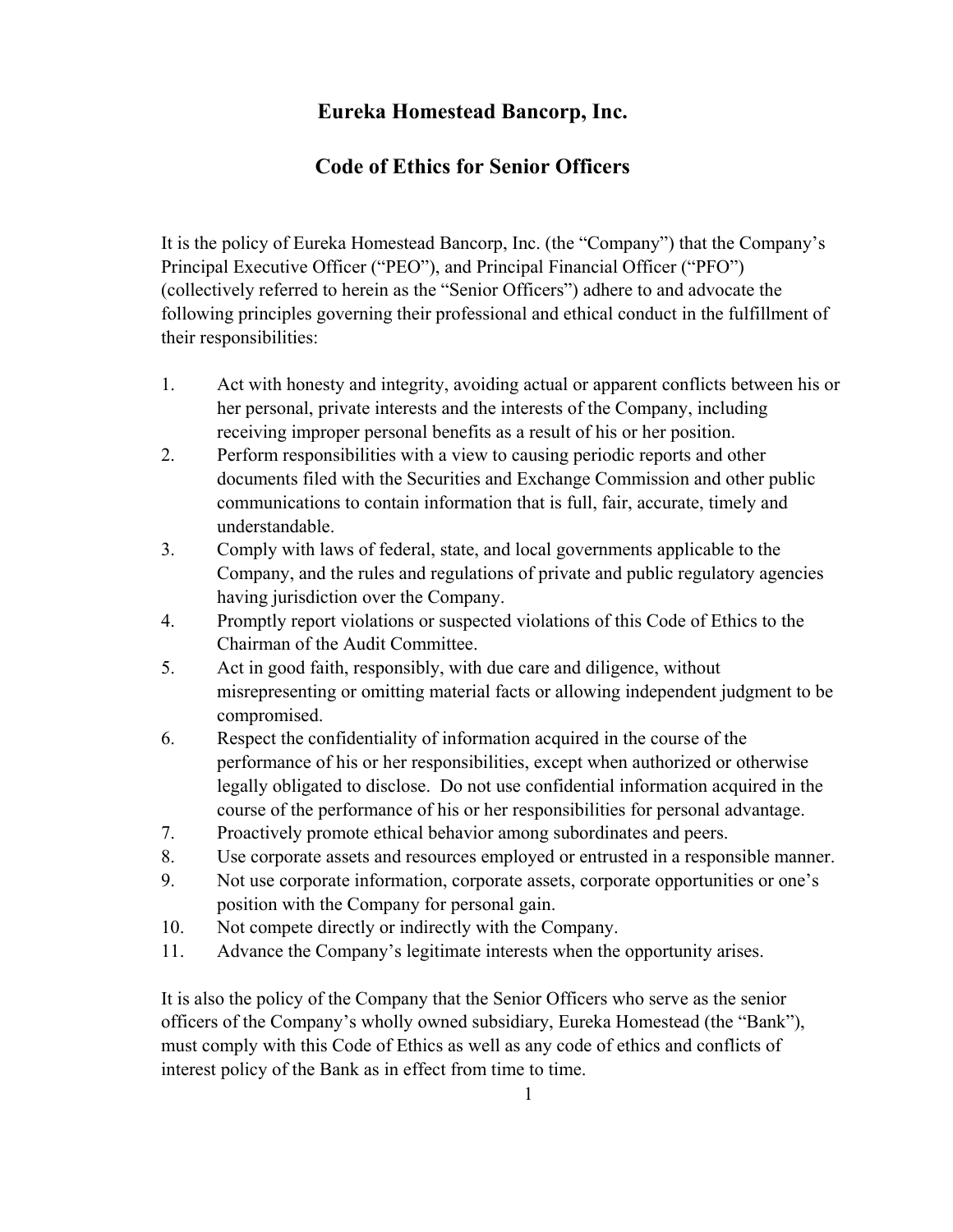# Eureka Homestead Bancorp, Inc.

## Code of Ethics for Senior Officers

It is the policy of Eureka Homestead Bancorp, Inc. (the "Company") that the Company's Principal Executive Officer ("PEO"), and Principal Financial Officer ("PFO") (collectively referred to herein as the "Senior Officers") adhere to and advocate the following principles governing their professional and ethical conduct in the fulfillment of their responsibilities:

1. Act with honesty and integrity, avoiding actual or apparent conflicts between his or her personal, private interests and the interests of the Company, including receiving improper personal benefits as a result of his or her position.
2. Perform responsibilities with a view to causing periodic reports and other documents filed with the Securities and Exchange Commission and other public communications to contain information that is full, fair, accurate, timely and understandable.
3. Comply with laws of federal, state, and local governments applicable to the Company, and the rules and regulations of private and public regulatory agencies having jurisdiction over the Company.
4. Promptly report violations or suspected violations of this Code of Ethics to the Chairman of the Audit Committee.
5. Act in good faith, responsibly, with due care and diligence, without misrepresenting or omitting material facts or allowing independent judgment to be compromised.
6. Respect the confidentiality of information acquired in the course of the performance of his or her responsibilities, except when authorized or otherwise legally obligated to disclose. Do not use confidential information acquired in the course of the performance of his or her responsibilities for personal advantage.
7. Proactively promote ethical behavior among subordinates and peers.
8. Use corporate assets and resources employed or entrusted in a responsible manner.
9. Not use corporate information, corporate assets, corporate opportunities or one's position with the Company for personal gain.
10. Not compete directly or indirectly with the Company.
11. Advance the Company's legitimate interests when the opportunity arises.

It is also the policy of the Company that the Senior Officers who serve as the senior officers of the Company's wholly owned subsidiary, Eureka Homestead (the "Bank"), must comply with this Code of Ethics as well as any code of ethics and conflicts of interest policy of the Bank as in effect from time to time.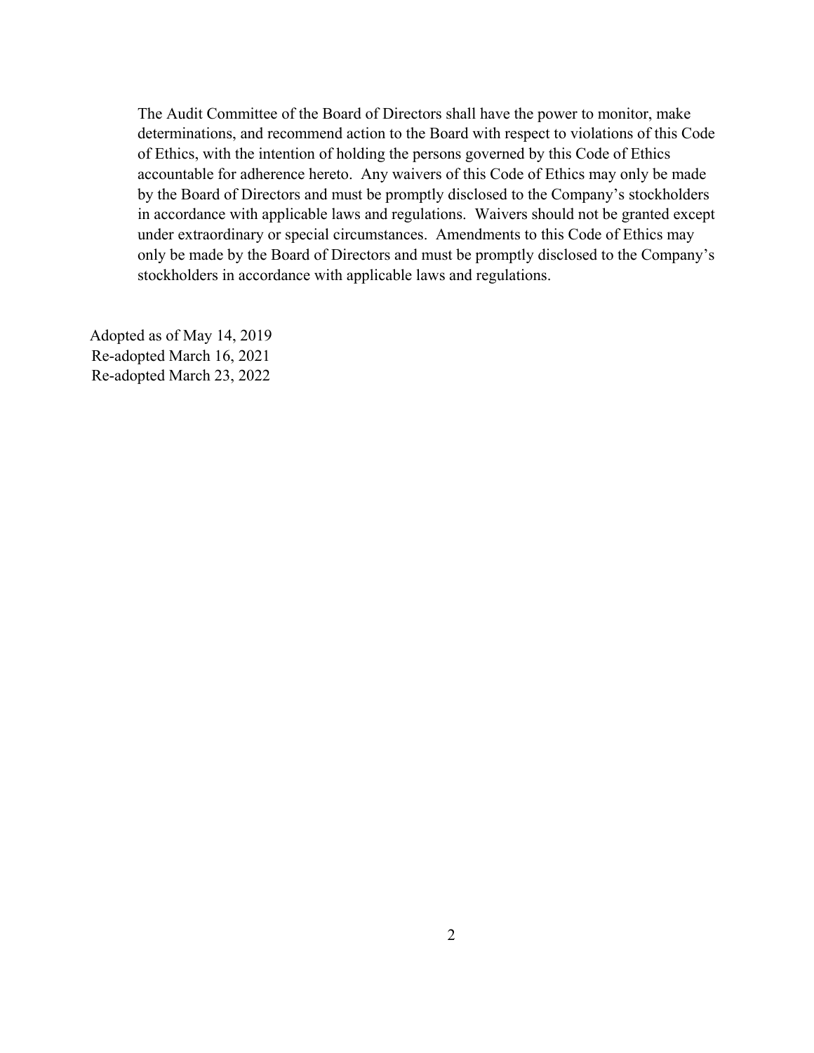The Audit Committee of the Board of Directors shall have the power to monitor, make determinations, and recommend action to the Board with respect to violations of this Code of Ethics, with the intention of holding the persons governed by this Code of Ethics accountable for adherence hereto. Any waivers of this Code of Ethics may only be made by the Board of Directors and must be promptly disclosed to the Company's stockholders in accordance with applicable laws and regulations. Waivers should not be granted except under extraordinary or special circumstances. Amendments to this Code of Ethics may only be made by the Board of Directors and must be promptly disclosed to the Company's stockholders in accordance with applicable laws and regulations.

Adopted as of May 14, 2019
Re-adopted March 16, 2021
Re-adopted March 23, 2022